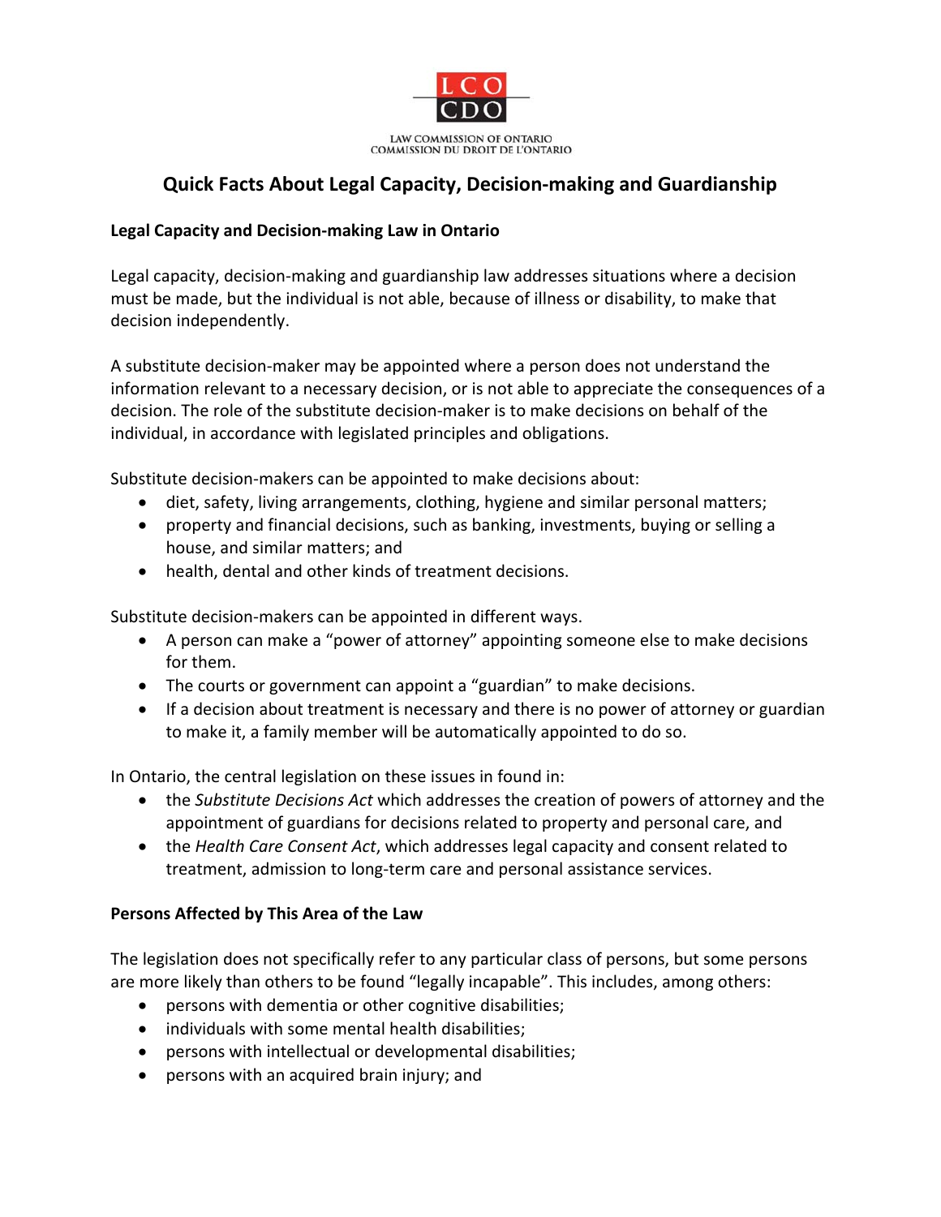LAW COMMISSION OF ONTARIO
COMMISSION DU DROIT DE L'ONTARIO

# Quick Facts About Legal Capacity, Decision-making and Guardianship

**Legal Capacity and Decision-making Law in Ontario**

Legal capacity, decision-making and guardianship law addresses situations where a decision must be made, but the individual is not able, because of illness or disability, to make that decision independently.

A substitute decision-maker may be appointed where a person does not understand the information relevant to a necessary decision, or is not able to appreciate the consequences of a decision. The role of the substitute decision-maker is to make decisions on behalf of the individual, in accordance with legislated principles and obligations.

Substitute decision-makers can be appointed to make decisions about:

- diet, safety, living arrangements, clothing, hygiene and similar personal matters;
- property and financial decisions, such as banking, investments, buying or selling a house, and similar matters; and
- health, dental and other kinds of treatment decisions.

Substitute decision-makers can be appointed in different ways.

- A person can make a "power of attorney" appointing someone else to make decisions for them.
- The courts or government can appoint a "guardian" to make decisions.
- If a decision about treatment is necessary and there is no power of attorney or guardian to make it, a family member will be automatically appointed to do so.

In Ontario, the central legislation on these issues in found in:

- the *Substitute Decisions Act* which addresses the creation of powers of attorney and the appointment of guardians for decisions related to property and personal care, and
- the *Health Care Consent Act*, which addresses legal capacity and consent related to treatment, admission to long-term care and personal assistance services.

**Persons Affected by This Area of the Law**

The legislation does not specifically refer to any particular class of persons, but some persons are more likely than others to be found "legally incapable". This includes, among others:

- persons with dementia or other cognitive disabilities;
- individuals with some mental health disabilities;
- persons with intellectual or developmental disabilities;
- persons with an acquired brain injury; and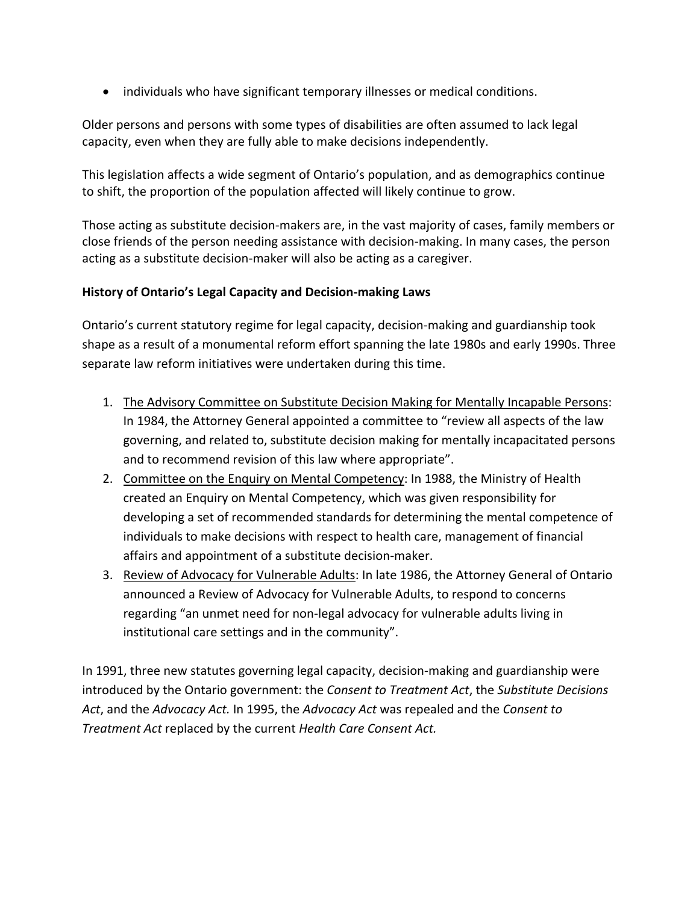- individuals who have significant temporary illnesses or medical conditions.

Older persons and persons with some types of disabilities are often assumed to lack legal capacity, even when they are fully able to make decisions independently.

This legislation affects a wide segment of Ontario's population, and as demographics continue to shift, the proportion of the population affected will likely continue to grow.

Those acting as substitute decision-makers are, in the vast majority of cases, family members or close friends of the person needing assistance with decision-making. In many cases, the person acting as a substitute decision-maker will also be acting as a caregiver.

**History of Ontario's Legal Capacity and Decision-making Laws**

Ontario's current statutory regime for legal capacity, decision-making and guardianship took shape as a result of a monumental reform effort spanning the late 1980s and early 1990s. Three separate law reform initiatives were undertaken during this time.

1. <u>The Advisory Committee on Substitute Decision Making for Mentally Incapable Persons</u>: In 1984, the Attorney General appointed a committee to "review all aspects of the law governing, and related to, substitute decision making for mentally incapacitated persons and to recommend revision of this law where appropriate".
2. <u>Committee on the Enquiry on Mental Competency</u>: In 1988, the Ministry of Health created an Enquiry on Mental Competency, which was given responsibility for developing a set of recommended standards for determining the mental competence of individuals to make decisions with respect to health care, management of financial affairs and appointment of a substitute decision-maker.
3. <u>Review of Advocacy for Vulnerable Adults</u>: In late 1986, the Attorney General of Ontario announced a Review of Advocacy for Vulnerable Adults, to respond to concerns regarding "an unmet need for non-legal advocacy for vulnerable adults living in institutional care settings and in the community".

In 1991, three new statutes governing legal capacity, decision-making and guardianship were introduced by the Ontario government: the *Consent to Treatment Act*, the *Substitute Decisions Act*, and the *Advocacy Act.* In 1995, the *Advocacy Act* was repealed and the *Consent to Treatment Act* replaced by the current *Health Care Consent Act.*